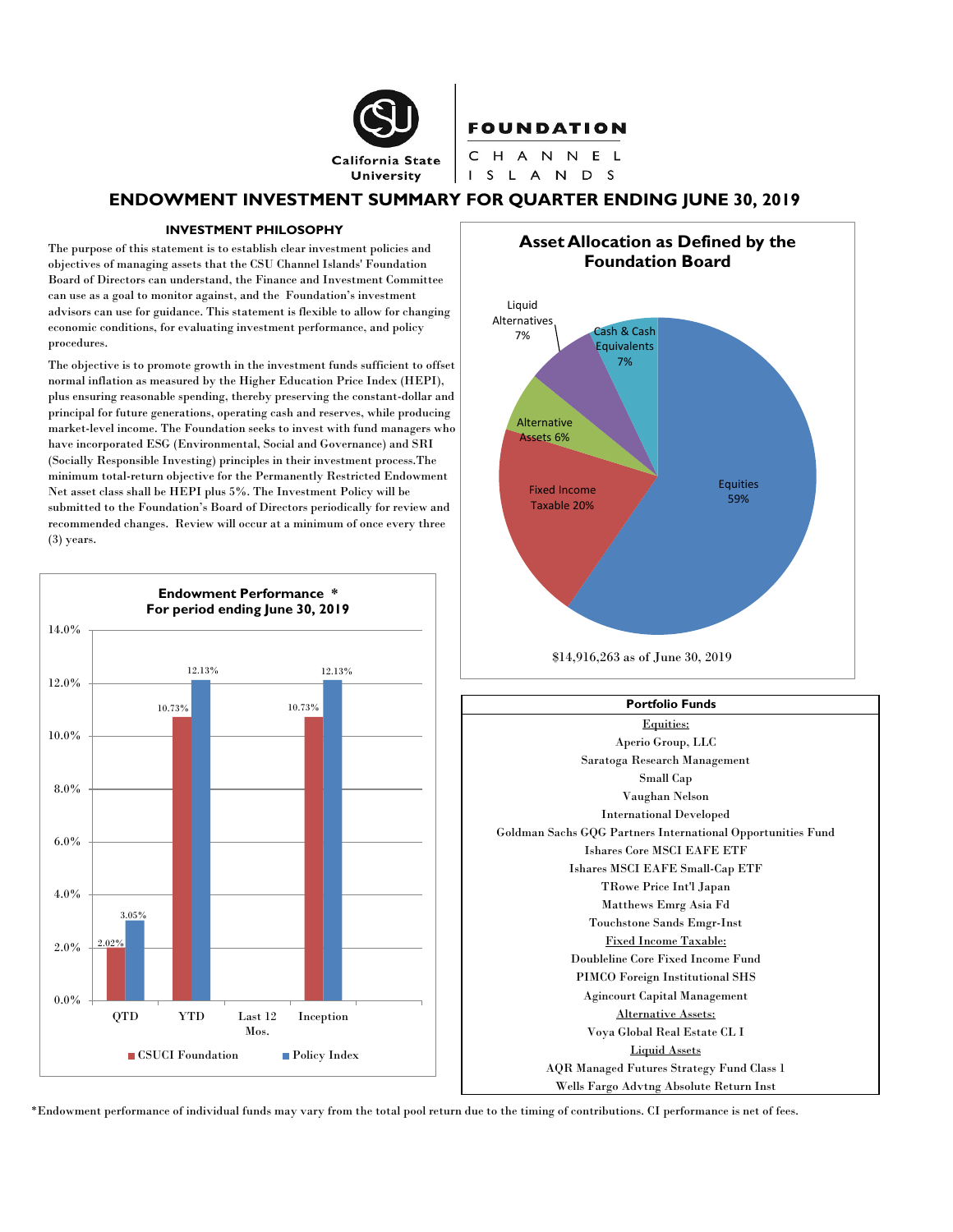California State University

FOUNDATION

CHANNEL ISLANDS

# ENDOWMENT INVESTMENT SUMMARY FOR QUARTER ENDING JUNE 30, 2019

### INVESTMENT PHILOSOPHY

The purpose of this statement is to establish clear investment policies and objectives of managing assets that the CSU Channel Islands' Foundation Board of Directors can understand, the Finance and Investment Committee can use as a goal to monitor against, and the Foundation's investment advisors can use for guidance. This statement is flexible to allow for changing economic conditions, for evaluating investment performance, and policy procedures.

The objective is to promote growth in the investment funds sufficient to offset normal inflation as measured by the Higher Education Price Index (HEPI), plus ensuring reasonable spending, thereby preserving the constant-dollar and principal for future generations, operating cash and reserves, while producing market-level income. The Foundation seeks to invest with fund managers who have incorporated ESG (Environmental, Social and Governance) and SRI (Socially Responsible Investing) principles in their investment process.The minimum total-return objective for the Permanently Restricted Endowment Net asset class shall be HEPI plus 5%. The Investment Policy will be submitted to the Foundation's Board of Directors periodically for review and recommended changes. Review will occur at a minimum of once every three (3) years.

### Endowment Performance *
### For period ending June 30, 2019

| | CSUCI Foundation | Policy Index |
|---|---|---|
| QTD | 2.02% | 3.05% |
| YTD | 10.73% | 12.13% |
| Last 12 Mos. | | |
| Inception | 10.73% | 12.13% |

### Asset Allocation as Defined by the Foundation Board

| Asset Class | Allocation |
|---|---|
| Equities | 59% |
| Fixed Income Taxable | 20% |
| Alternative Assets | 6% |
| Liquid Alternatives | 7% |
| Cash & Cash Equivalents | 7% |

$14,916,263 as of June 30, 2019

| Portfolio Funds |
|---|
| Equities: |
| Aperio Group, LLC |
| Saratoga Research Management |
| Small Cap |
| Vaughan Nelson |
| International Developed |
| Goldman Sachs GQG Partners International Opportunities Fund |
| Ishares Core MSCI EAFE ETF |
| Ishares MSCI EAFE Small-Cap ETF |
| TRowe Price Int'l Japan |
| Matthews Emrg Asia Fd |
| Touchstone Sands Emgr-Inst |
| Fixed Income Taxable: |
| Doubleline Core Fixed Income Fund |
| PIMCO Foreign Institutional SHS |
| Agincourt Capital Management |
| Alternative Assets: |
| Voya Global Real Estate CL I |
| Liquid Assets |
| AQR Managed Futures Strategy Fund Class 1 |
| Wells Fargo Advtng Absolute Return Inst |

*Endowment performance of individual funds may vary from the total pool return due to the timing of contributions. CI performance is net of fees.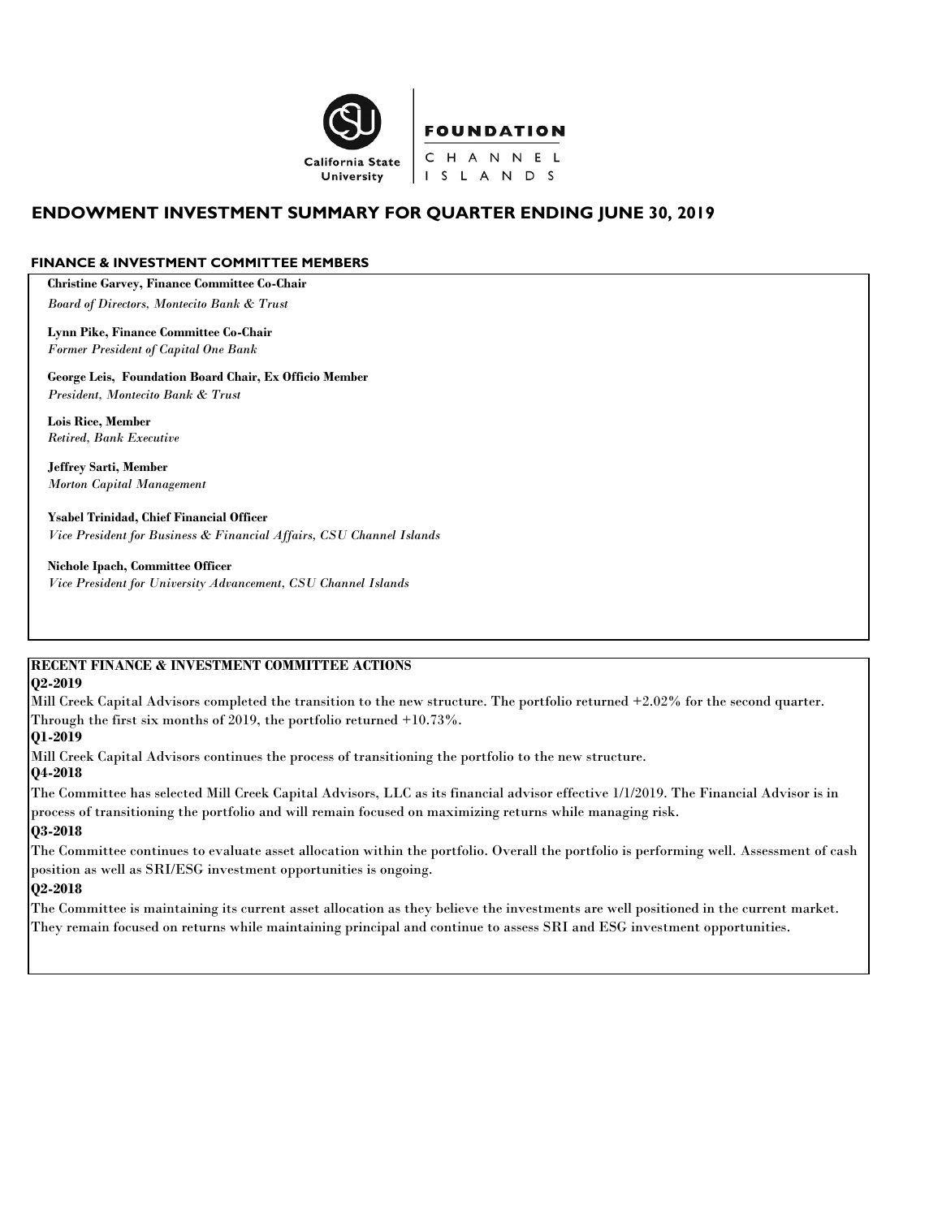**FOUNDATION**

California State University | CHANNEL ISLANDS

# ENDOWMENT INVESTMENT SUMMARY FOR QUARTER ENDING JUNE 30, 2019

## FINANCE & INVESTMENT COMMITTEE MEMBERS

**Christine Garvey, Finance Committee Co-Chair**
*Board of Directors, Montecito Bank & Trust*

**Lynn Pike, Finance Committee Co-Chair**
*Former President of Capital One Bank*

**George Leis, Foundation Board Chair, Ex Officio Member**
*President, Montecito Bank & Trust*

**Lois Rice, Member**
*Retired, Bank Executive*

**Jeffrey Sarti, Member**
*Morton Capital Management*

**Ysabel Trinidad, Chief Financial Officer**
*Vice President for Business & Financial Affairs, CSU Channel Islands*

**Nichole Ipach, Committee Officer**
*Vice President for University Advancement, CSU Channel Islands*

## RECENT FINANCE & INVESTMENT COMMITTEE ACTIONS

**Q2-2019**

Mill Creek Capital Advisors completed the transition to the new structure. The portfolio returned +2.02% for the second quarter. Through the first six months of 2019, the portfolio returned +10.73%.

**Q1-2019**

Mill Creek Capital Advisors continues the process of transitioning the portfolio to the new structure.

**Q4-2018**

The Committee has selected Mill Creek Capital Advisors, LLC as its financial advisor effective 1/1/2019. The Financial Advisor is in process of transitioning the portfolio and will remain focused on maximizing returns while managing risk.

**Q3-2018**

The Committee continues to evaluate asset allocation within the portfolio. Overall the portfolio is performing well. Assessment of cash position as well as SRI/ESG investment opportunities is ongoing.

**Q2-2018**

The Committee is maintaining its current asset allocation as they believe the investments are well positioned in the current market. They remain focused on returns while maintaining principal and continue to assess SRI and ESG investment opportunities.